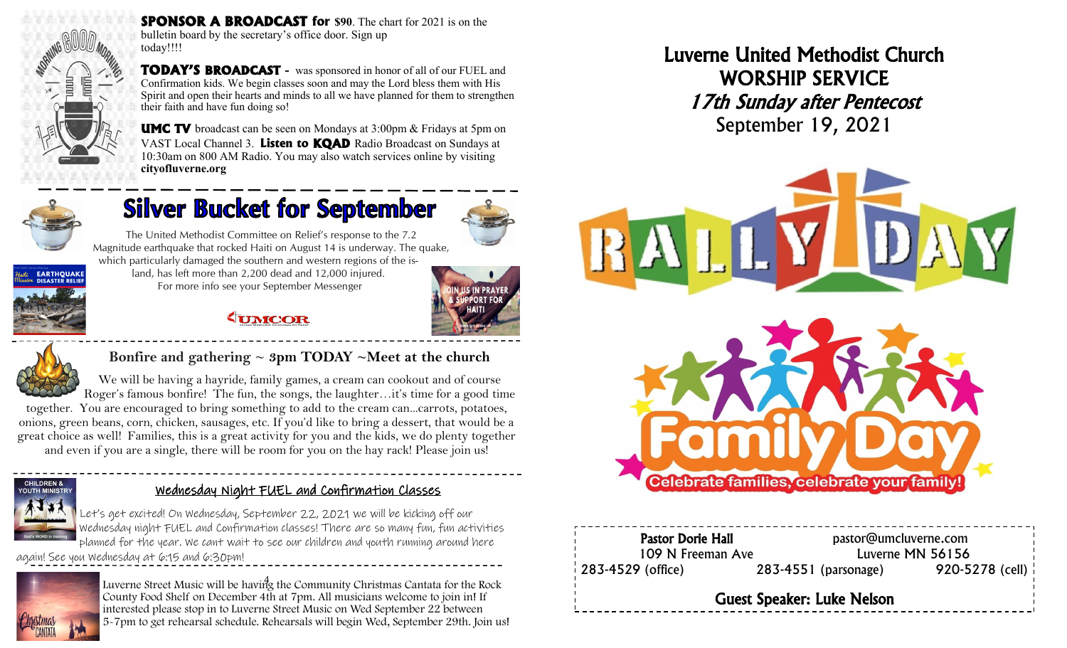**SPONSOR A BROADCAST for $90**. The chart for 2021 is on the bulletin board by the secretary's office door. Sign up today!!!!

**TODAY'S BROADCAST** - was sponsored in honor of all of our FUEL and Confirmation kids. We begin classes soon and may the Lord bless them with His Spirit and open their hearts and minds to all we have planned for them to strengthen their faith and have fun doing so!

**UMC TV** broadcast can be seen on Mondays at 3:00pm & Fridays at 5pm on VAST Local Channel 3. **Listen to KQAD** Radio Broadcast on Sundays at 10:30am on 800 AM Radio. You may also watch services online by visiting **cityofluverne.org**

## Silver Bucket for September

The United Methodist Committee on Relief's response to the 7.2 Magnitude earthquake that rocked Haiti on August 14 is underway. The quake, which particularly damaged the southern and western regions of the island, has left more than 2,200 dead and 12,000 injured. For more info see your September Messenger

## Bonfire and gathering ~ 3pm TODAY ~Meet at the church

We will be having a hayride, family games, a cream can cookout and of course Roger's famous bonfire! The fun, the songs, the laughter…it's time for a good time together. You are encouraged to bring something to add to the cream can...carrots, potatoes, onions, green beans, corn, chicken, sausages, etc. If you'd like to bring a dessert, that would be a great choice as well! Families, this is a great activity for you and the kids, we do plenty together and even if you are a single, there will be room for you on the hay rack! Please join us!

## Wednesday Night FUEL and Confirmation Classes

Let's get excited! On Wednesday, September 22, 2021 we will be kicking off our Wednesday night FUEL and Confirmation classes! There are so many fun, fun activities planned for the year. We cant wait to see our children and youth running around here again! See you Wednesday at 6:15 and 6:30pm!

Luverne Street Music will be having the Community Christmas Cantata for the Rock County Food Shelf on December 4th at 7pm. All musicians welcome to join in! If interested please stop in to Luverne Street Music on Wed September 22 between 5-7pm to get rehearsal schedule. Rehearsals will begin Wed, September 29th. Join us!

# Luverne United Methodist Church
# WORSHIP SERVICE
## *17th Sunday after Pentecost*
## September 19, 2021

RALLY DAY

Family Day

Celebrate families, celebrate your family!

**Pastor Dorie Hall** pastor@umcluverne.com
109 N Freeman Ave Luverne MN 56156
283-4529 (office) 283-4551 (parsonage) 920-5278 (cell)

**Guest Speaker: Luke Nelson**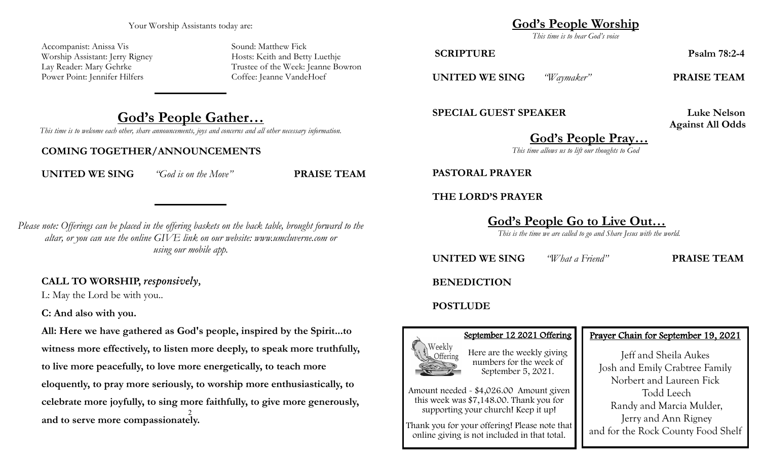Your Worship Assistants today are:

Accompanist: Anissa Vis
Worship Assistant: Jerry Rigney
Lay Reader: Mary Gehrke
Power Point: Jennifer Hilfers

Sound: Matthew Fick
Hosts: Keith and Betty Luethje
Trustee of the Week: Jeanne Bowron
Coffee: Jeanne VandeHoef

## God's People Gather…

*This time is to welcome each other, share announcements, joys and concerns and all other necessary information.*

**COMING TOGETHER/ANNOUNCEMENTS**

**UNITED WE SING** *"God is on the Move"* **PRAISE TEAM**

*Please note: Offerings can be placed in the offering baskets on the back table, brought forward to the altar, or you can use the online GIVE link on our website: www.umcluverne.com or using our mobile app.*

**CALL TO WORSHIP,** ***responsively,***

L: May the Lord be with you..

**C: And also with you.**

**All: Here we have gathered as God's people, inspired by the Spirit...to witness more effectively, to listen more deeply, to speak more truthfully, to live more peacefully, to love more energetically, to teach more eloquently, to pray more seriously, to worship more enthusiastically, to celebrate more joyfully, to sing more faithfully, to give more generously, and to serve more compassionately.**

## God's People Worship

*This time is to hear God's voice*

**SCRIPTURE** **Psalm 78:2-4**

**UNITED WE SING** *"Waymaker"* **PRAISE TEAM**

**SPECIAL GUEST SPEAKER** **Luke Nelson**
**Against All Odds**

## God's People Pray…

*This time allows us to lift our thoughts to God*

**PASTORAL PRAYER**

**THE LORD'S PRAYER**

## God's People Go to Live Out…

*This is the time we are called to go and Share Jesus with the world.*

**UNITED WE SING** *"What a Friend"* **PRAISE TEAM**

**BENEDICTION**

**POSTLUDE**

### September 12 2021 Offering

Weekly Offering

Here are the weekly giving numbers for the week of September 5, 2021.

Amount needed - $4,026.00 Amount given this week was $7,148.00. Thank you for supporting your church! Keep it up!

Thank you for your offering! Please note that online giving is not included in that total.

### Prayer Chain for September 19, 2021

Jeff and Sheila Aukes
Josh and Emily Crabtree Family
Norbert and Laureen Fick
Todd Leech
Randy and Marcia Mulder,
Jerry and Ann Rigney
and for the Rock County Food Shelf